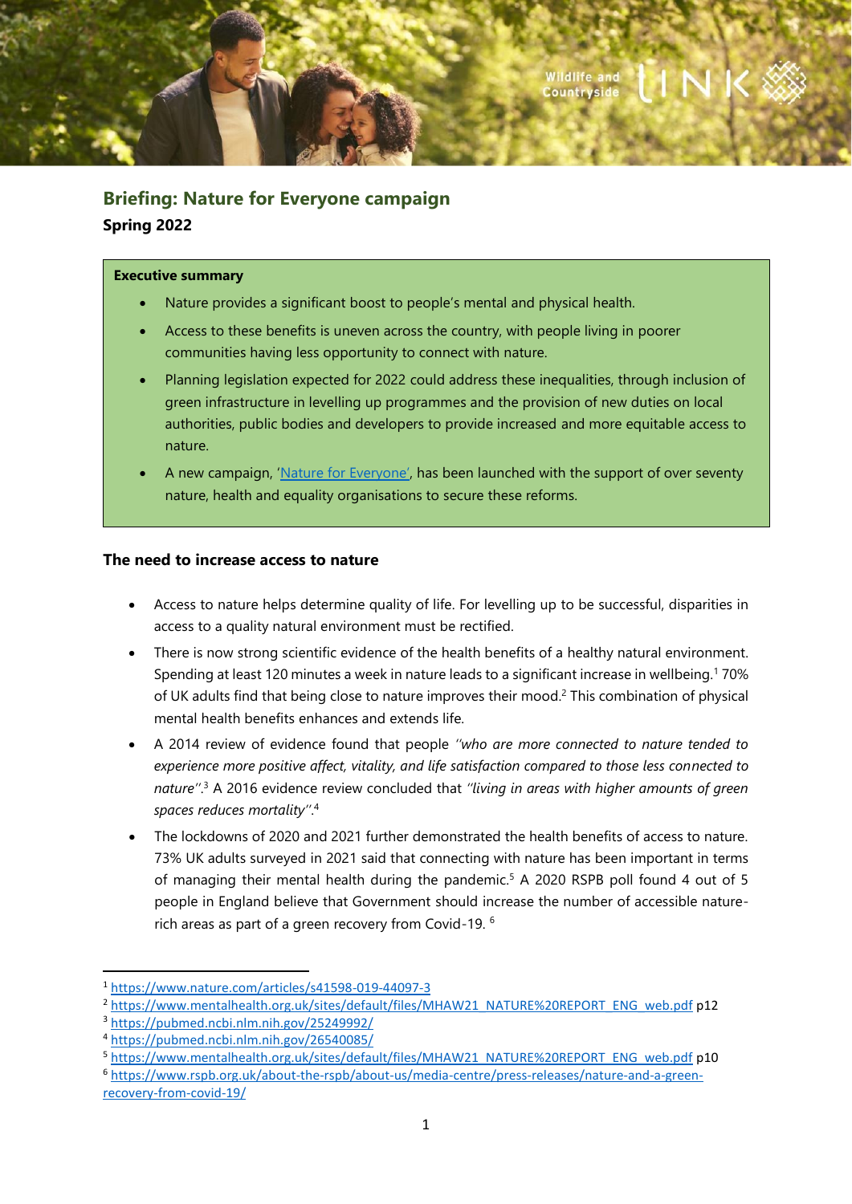# Briefing: Nature for Everyone campaign

**Spring 2022**

> **Executive summary**
>
> - Nature provides a significant boost to people's mental and physical health.
> - Access to these benefits is uneven across the country, with people living in poorer communities having less opportunity to connect with nature.
> - Planning legislation expected for 2022 could address these inequalities, through inclusion of green infrastructure in levelling up programmes and the provision of new duties on local authorities, public bodies and developers to provide increased and more equitable access to nature.
> - A new campaign, 'Nature for Everyone', has been launched with the support of over seventy nature, health and equality organisations to secure these reforms.

## The need to increase access to nature

- Access to nature helps determine quality of life. For levelling up to be successful, disparities in access to a quality natural environment must be rectified.
- There is now strong scientific evidence of the health benefits of a healthy natural environment. Spending at least 120 minutes a week in nature leads to a significant increase in wellbeing.[1] 70% of UK adults find that being close to nature improves their mood.[2] This combination of physical mental health benefits enhances and extends life.
- A 2014 review of evidence found that people *"who are more connected to nature tended to experience more positive affect, vitality, and life satisfaction compared to those less connected to nature"*.[3] A 2016 evidence review concluded that *"living in areas with higher amounts of green spaces reduces mortality"*.[4]
- The lockdowns of 2020 and 2021 further demonstrated the health benefits of access to nature. 73% UK adults surveyed in 2021 said that connecting with nature has been important in terms of managing their mental health during the pandemic.[5] A 2020 RSPB poll found 4 out of 5 people in England believe that Government should increase the number of accessible nature-rich areas as part of a green recovery from Covid-19. [6]

---

[1] https://www.nature.com/articles/s41598-019-44097-3

[2] https://www.mentalhealth.org.uk/sites/default/files/MHAW21_NATURE%20REPORT_ENG_web.pdf p12

[3] https://pubmed.ncbi.nlm.nih.gov/25249992/

[4] https://pubmed.ncbi.nlm.nih.gov/26540085/

[5] https://www.mentalhealth.org.uk/sites/default/files/MHAW21_NATURE%20REPORT_ENG_web.pdf p10

[6] https://www.rspb.org.uk/about-the-rspb/about-us/media-centre/press-releases/nature-and-a-green-recovery-from-covid-19/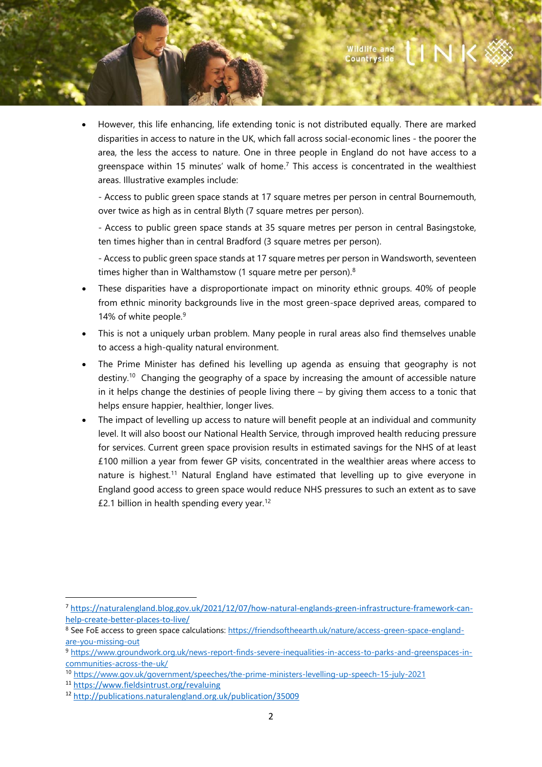- However, this life enhancing, life extending tonic is not distributed equally. There are marked disparities in access to nature in the UK, which fall across social-economic lines - the poorer the area, the less the access to nature. One in three people in England do not have access to a greenspace within 15 minutes' walk of home.[7] This access is concentrated in the wealthiest areas. Illustrative examples include:

  - Access to public green space stands at 17 square metres per person in central Bournemouth, over twice as high as in central Blyth (7 square metres per person).

  - Access to public green space stands at 35 square metres per person in central Basingstoke, ten times higher than in central Bradford (3 square metres per person).

  - Access to public green space stands at 17 square metres per person in Wandsworth, seventeen times higher than in Walthamstow (1 square metre per person).[8]

- These disparities have a disproportionate impact on minority ethnic groups. 40% of people from ethnic minority backgrounds live in the most green-space deprived areas, compared to 14% of white people.[9]
- This is not a uniquely urban problem. Many people in rural areas also find themselves unable to access a high-quality natural environment.
- The Prime Minister has defined his levelling up agenda as ensuing that geography is not destiny.[10] Changing the geography of a space by increasing the amount of accessible nature in it helps change the destinies of people living there – by giving them access to a tonic that helps ensure happier, healthier, longer lives.
- The impact of levelling up access to nature will benefit people at an individual and community level. It will also boost our National Health Service, through improved health reducing pressure for services. Current green space provision results in estimated savings for the NHS of at least £100 million a year from fewer GP visits, concentrated in the wealthier areas where access to nature is highest.[11] Natural England have estimated that levelling up to give everyone in England good access to green space would reduce NHS pressures to such an extent as to save £2.1 billion in health spending every year.[12]

---

[7] https://naturalengland.blog.gov.uk/2021/12/07/how-natural-englands-green-infrastructure-framework-can-help-create-better-places-to-live/

[8] See FoE access to green space calculations: https://friendsoftheearth.uk/nature/access-green-space-england-are-you-missing-out

[9] https://www.groundwork.org.uk/news-report-finds-severe-inequalities-in-access-to-parks-and-greenspaces-in-communities-across-the-uk/

[10] https://www.gov.uk/government/speeches/the-prime-ministers-levelling-up-speech-15-july-2021

[11] https://www.fieldsintrust.org/revaluing

[12] http://publications.naturalengland.org.uk/publication/35009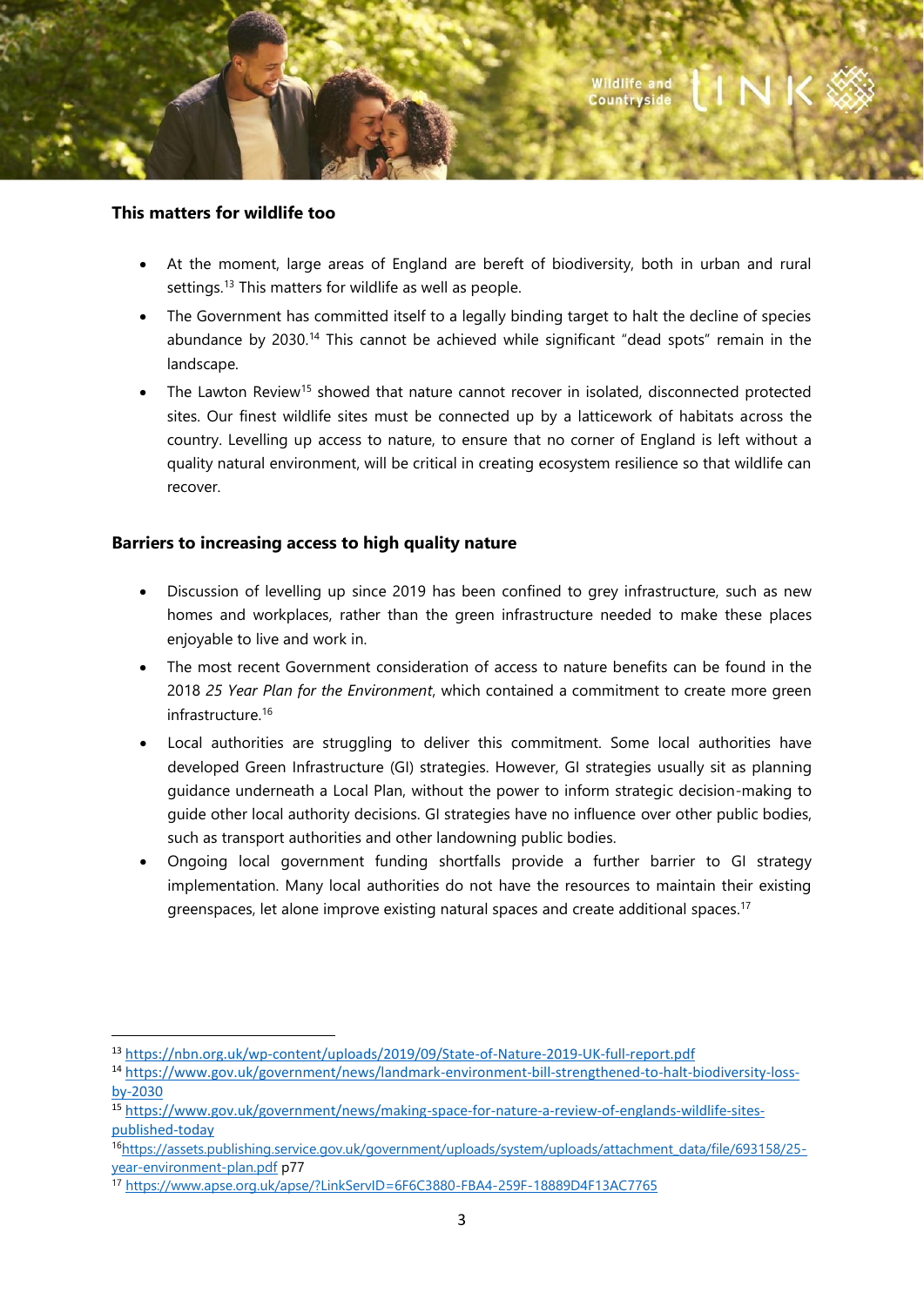## This matters for wildlife too

- At the moment, large areas of England are bereft of biodiversity, both in urban and rural settings.[13] This matters for wildlife as well as people.
- The Government has committed itself to a legally binding target to halt the decline of species abundance by 2030.[14] This cannot be achieved while significant "dead spots" remain in the landscape.
- The Lawton Review[15] showed that nature cannot recover in isolated, disconnected protected sites. Our finest wildlife sites must be connected up by a latticework of habitats across the country. Levelling up access to nature, to ensure that no corner of England is left without a quality natural environment, will be critical in creating ecosystem resilience so that wildlife can recover.

## Barriers to increasing access to high quality nature

- Discussion of levelling up since 2019 has been confined to grey infrastructure, such as new homes and workplaces, rather than the green infrastructure needed to make these places enjoyable to live and work in.
- The most recent Government consideration of access to nature benefits can be found in the 2018 *25 Year Plan for the Environment*, which contained a commitment to create more green infrastructure.[16]
- Local authorities are struggling to deliver this commitment. Some local authorities have developed Green Infrastructure (GI) strategies. However, GI strategies usually sit as planning guidance underneath a Local Plan, without the power to inform strategic decision-making to guide other local authority decisions. GI strategies have no influence over other public bodies, such as transport authorities and other landowning public bodies.
- Ongoing local government funding shortfalls provide a further barrier to GI strategy implementation. Many local authorities do not have the resources to maintain their existing greenspaces, let alone improve existing natural spaces and create additional spaces.[17]

---

[13] https://nbn.org.uk/wp-content/uploads/2019/09/State-of-Nature-2019-UK-full-report.pdf

[14] https://www.gov.uk/government/news/landmark-environment-bill-strengthened-to-halt-biodiversity-loss-by-2030

[15] https://www.gov.uk/government/news/making-space-for-nature-a-review-of-englands-wildlife-sites-published-today

[16] https://assets.publishing.service.gov.uk/government/uploads/system/uploads/attachment_data/file/693158/25-year-environment-plan.pdf p77

[17] https://www.apse.org.uk/apse/?LinkServID=6F6C3880-FBA4-259F-18889D4F13AC7765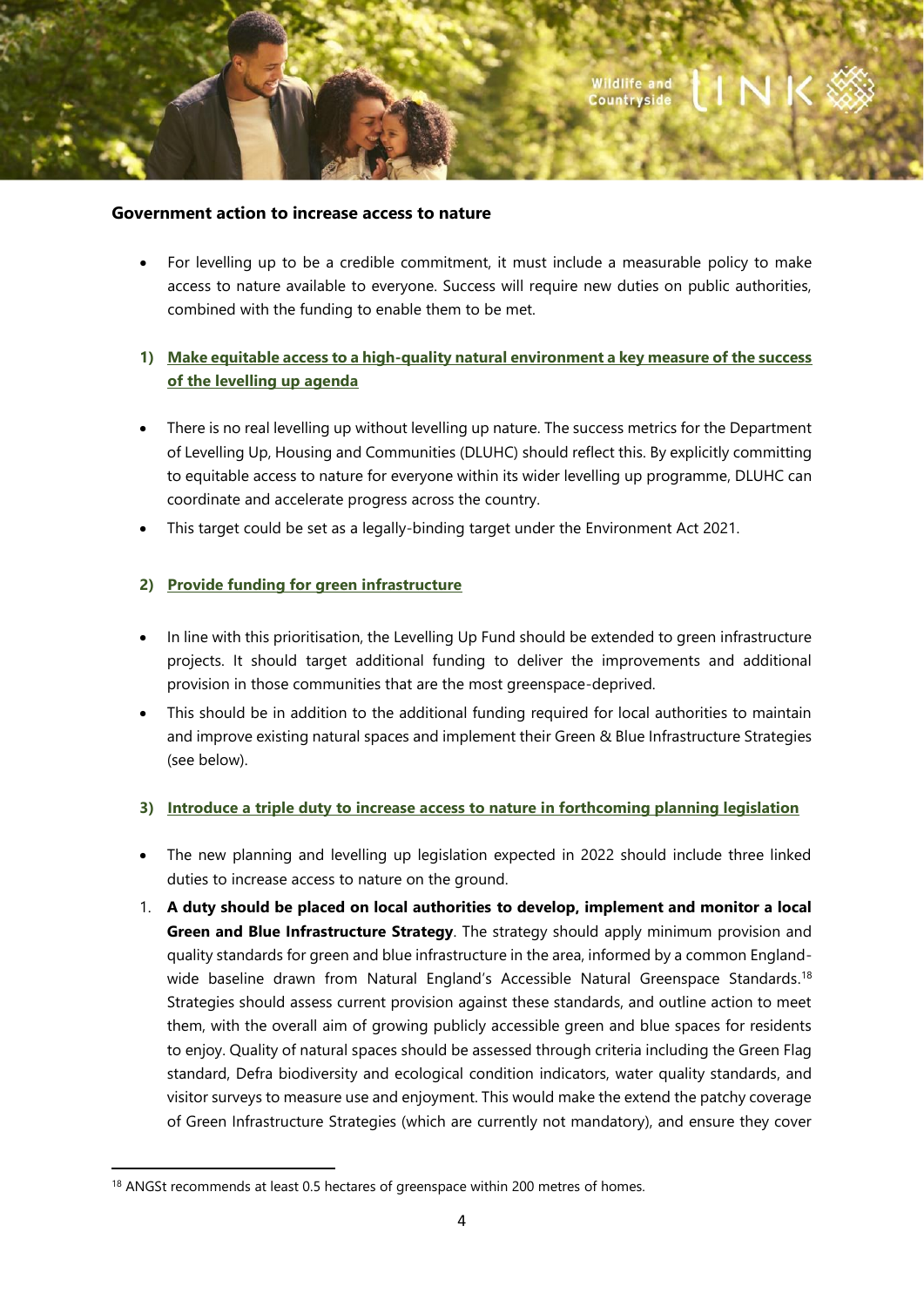**Government action to increase access to nature**

- For levelling up to be a credible commitment, it must include a measurable policy to make access to nature available to everyone. Success will require new duties on public authorities, combined with the funding to enable them to be met.

1) **Make equitable access to a high-quality natural environment a key measure of the success of the levelling up agenda**

- There is no real levelling up without levelling up nature. The success metrics for the Department of Levelling Up, Housing and Communities (DLUHC) should reflect this. By explicitly committing to equitable access to nature for everyone within its wider levelling up programme, DLUHC can coordinate and accelerate progress across the country.
- This target could be set as a legally-binding target under the Environment Act 2021.

2) **Provide funding for green infrastructure**

- In line with this prioritisation, the Levelling Up Fund should be extended to green infrastructure projects. It should target additional funding to deliver the improvements and additional provision in those communities that are the most greenspace-deprived.
- This should be in addition to the additional funding required for local authorities to maintain and improve existing natural spaces and implement their Green & Blue Infrastructure Strategies (see below).

3) **Introduce a triple duty to increase access to nature in forthcoming planning legislation**

- The new planning and levelling up legislation expected in 2022 should include three linked duties to increase access to nature on the ground.

1. **A duty should be placed on local authorities to develop, implement and monitor a local Green and Blue Infrastructure Strategy**. The strategy should apply minimum provision and quality standards for green and blue infrastructure in the area, informed by a common England-wide baseline drawn from Natural England's Accessible Natural Greenspace Standards.[18] Strategies should assess current provision against these standards, and outline action to meet them, with the overall aim of growing publicly accessible green and blue spaces for residents to enjoy. Quality of natural spaces should be assessed through criteria including the Green Flag standard, Defra biodiversity and ecological condition indicators, water quality standards, and visitor surveys to measure use and enjoyment. This would make the extend the patchy coverage of Green Infrastructure Strategies (which are currently not mandatory), and ensure they cover

[18] ANGSt recommends at least 0.5 hectares of greenspace within 200 metres of homes.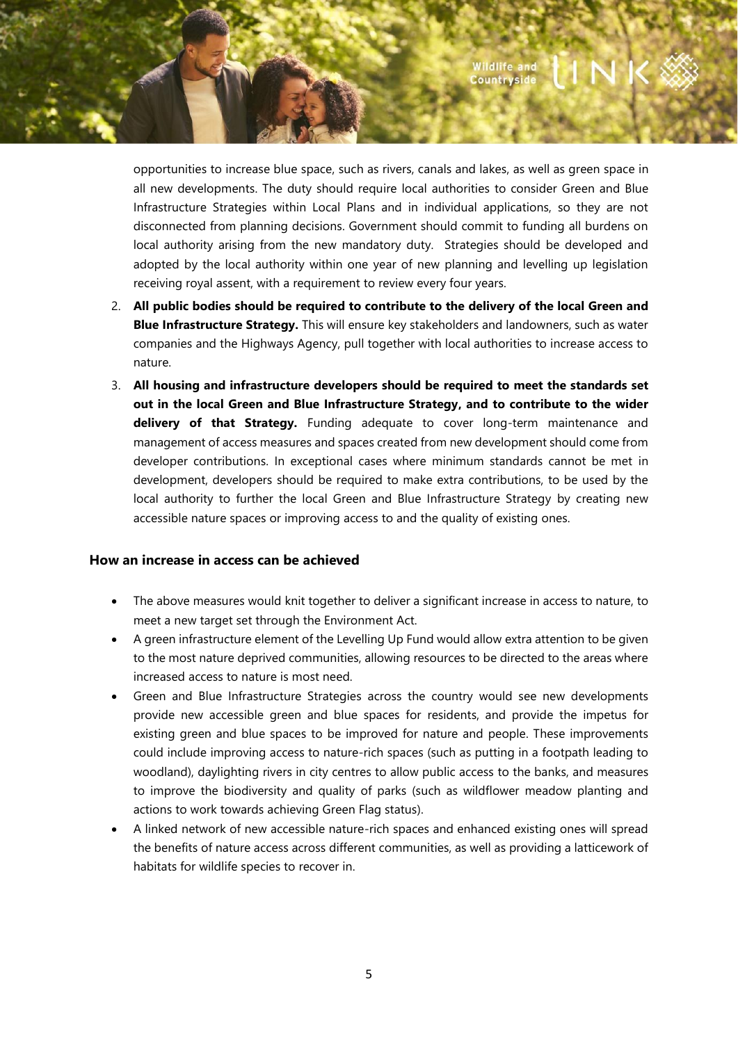opportunities to increase blue space, such as rivers, canals and lakes, as well as green space in all new developments. The duty should require local authorities to consider Green and Blue Infrastructure Strategies within Local Plans and in individual applications, so they are not disconnected from planning decisions. Government should commit to funding all burdens on local authority arising from the new mandatory duty. Strategies should be developed and adopted by the local authority within one year of new planning and levelling up legislation receiving royal assent, with a requirement to review every four years.

2. **All public bodies should be required to contribute to the delivery of the local Green and Blue Infrastructure Strategy.** This will ensure key stakeholders and landowners, such as water companies and the Highways Agency, pull together with local authorities to increase access to nature.
3. **All housing and infrastructure developers should be required to meet the standards set out in the local Green and Blue Infrastructure Strategy, and to contribute to the wider delivery of that Strategy.** Funding adequate to cover long-term maintenance and management of access measures and spaces created from new development should come from developer contributions. In exceptional cases where minimum standards cannot be met in development, developers should be required to make extra contributions, to be used by the local authority to further the local Green and Blue Infrastructure Strategy by creating new accessible nature spaces or improving access to and the quality of existing ones.

### How an increase in access can be achieved

- The above measures would knit together to deliver a significant increase in access to nature, to meet a new target set through the Environment Act.
- A green infrastructure element of the Levelling Up Fund would allow extra attention to be given to the most nature deprived communities, allowing resources to be directed to the areas where increased access to nature is most need.
- Green and Blue Infrastructure Strategies across the country would see new developments provide new accessible green and blue spaces for residents, and provide the impetus for existing green and blue spaces to be improved for nature and people. These improvements could include improving access to nature-rich spaces (such as putting in a footpath leading to woodland), daylighting rivers in city centres to allow public access to the banks, and measures to improve the biodiversity and quality of parks (such as wildflower meadow planting and actions to work towards achieving Green Flag status).
- A linked network of new accessible nature-rich spaces and enhanced existing ones will spread the benefits of nature access across different communities, as well as providing a latticework of habitats for wildlife species to recover in.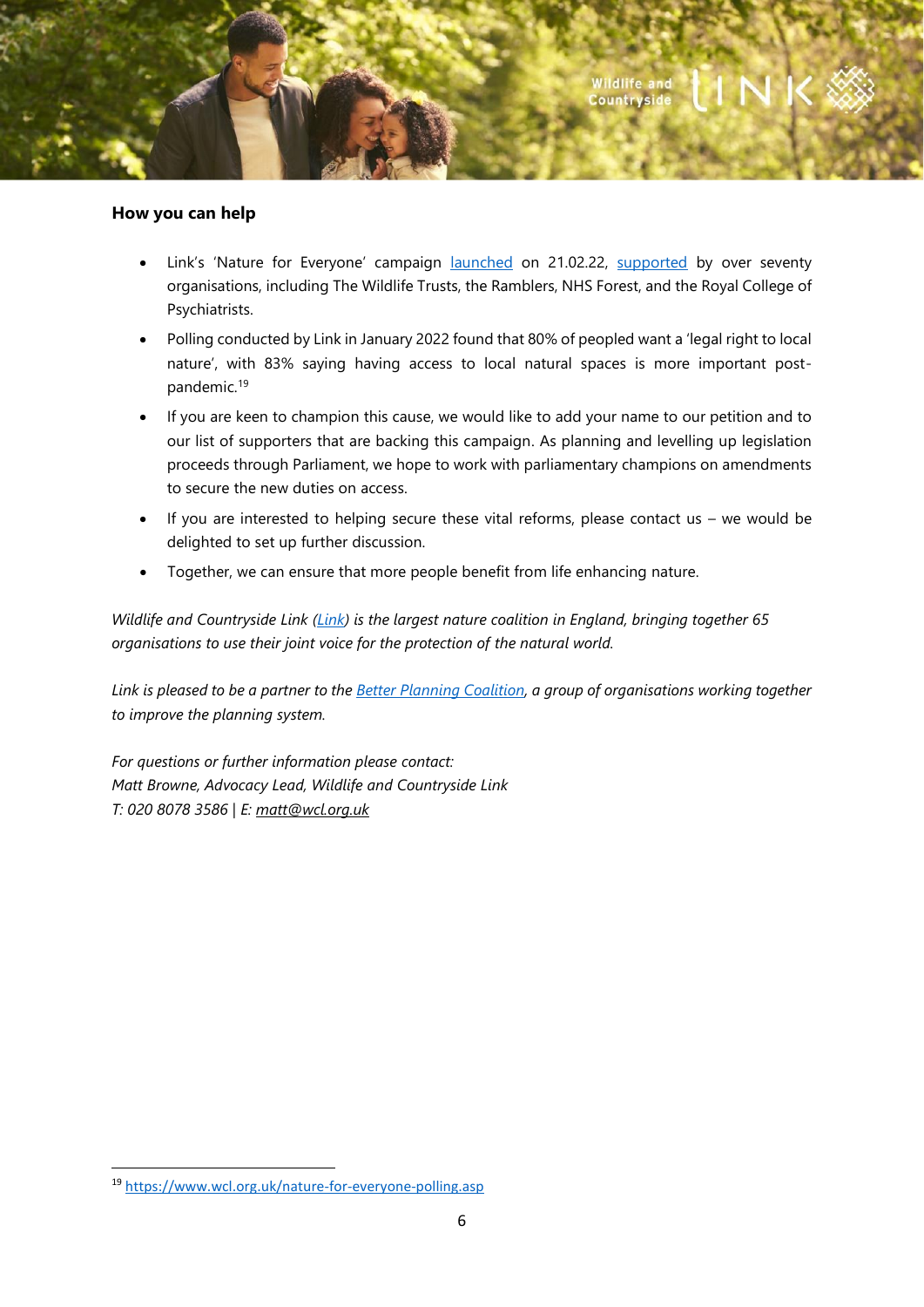## How you can help

- Link's 'Nature for Everyone' campaign launched on 21.02.22, supported by over seventy organisations, including The Wildlife Trusts, the Ramblers, NHS Forest, and the Royal College of Psychiatrists.
- Polling conducted by Link in January 2022 found that 80% of peopled want a 'legal right to local nature', with 83% saying having access to local natural spaces is more important post-pandemic.[19]
- If you are keen to champion this cause, we would like to add your name to our petition and to our list of supporters that are backing this campaign. As planning and levelling up legislation proceeds through Parliament, we hope to work with parliamentary champions on amendments to secure the new duties on access.
- If you are interested to helping secure these vital reforms, please contact us – we would be delighted to set up further discussion.
- Together, we can ensure that more people benefit from life enhancing nature.

*Wildlife and Countryside Link (Link) is the largest nature coalition in England, bringing together 65 organisations to use their joint voice for the protection of the natural world.*

*Link is pleased to be a partner to the Better Planning Coalition, a group of organisations working together to improve the planning system.*

*For questions or further information please contact:*
*Matt Browne, Advocacy Lead, Wildlife and Countryside Link*
*T: 020 8078 3586 | E: matt@wcl.org.uk*

[19] https://www.wcl.org.uk/nature-for-everyone-polling.asp